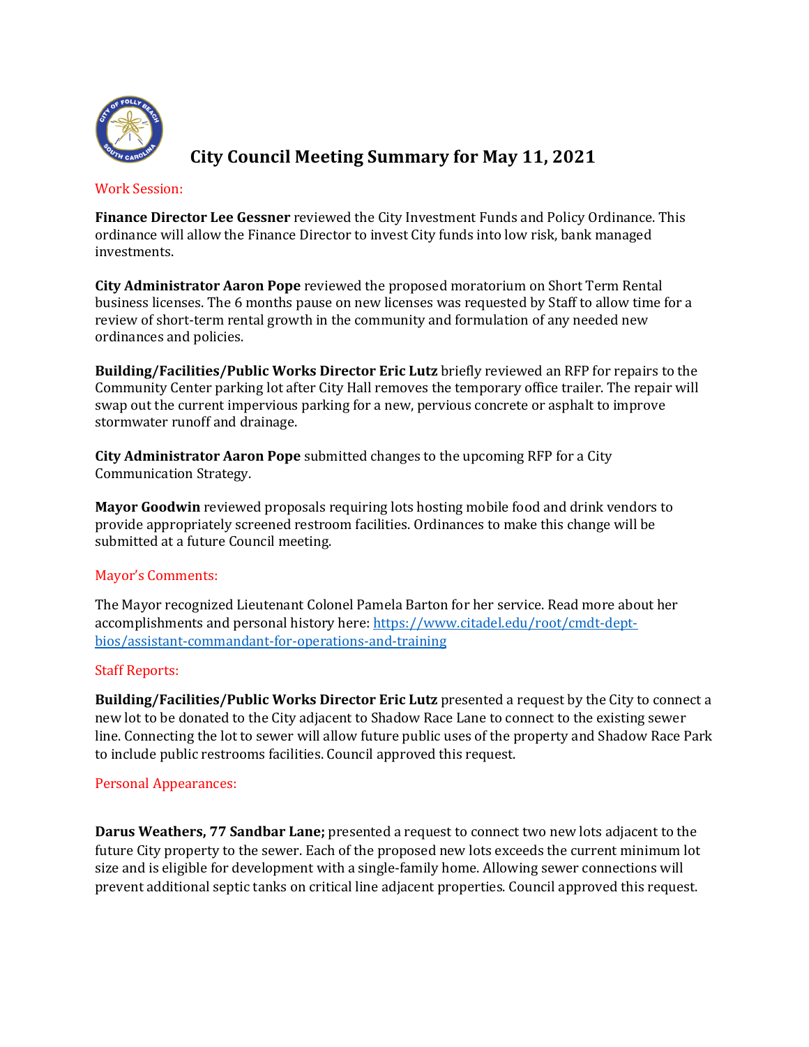# City Council Meeting Summary for May 11, 2021

## Work Session:

**Finance Director Lee Gessner** reviewed the City Investment Funds and Policy Ordinance. This ordinance will allow the Finance Director to invest City funds into low risk, bank managed investments.

**City Administrator Aaron Pope** reviewed the proposed moratorium on Short Term Rental business licenses. The 6 months pause on new licenses was requested by Staff to allow time for a review of short-term rental growth in the community and formulation of any needed new ordinances and policies.

**Building/Facilities/Public Works Director Eric Lutz** briefly reviewed an RFP for repairs to the Community Center parking lot after City Hall removes the temporary office trailer. The repair will swap out the current impervious parking for a new, pervious concrete or asphalt to improve stormwater runoff and drainage.

**City Administrator Aaron Pope** submitted changes to the upcoming RFP for a City Communication Strategy.

**Mayor Goodwin** reviewed proposals requiring lots hosting mobile food and drink vendors to provide appropriately screened restroom facilities. Ordinances to make this change will be submitted at a future Council meeting.

## Mayor's Comments:

The Mayor recognized Lieutenant Colonel Pamela Barton for her service. Read more about her accomplishments and personal history here: https://www.citadel.edu/root/cmdt-dept-bios/assistant-commandant-for-operations-and-training

## Staff Reports:

**Building/Facilities/Public Works Director Eric Lutz** presented a request by the City to connect a new lot to be donated to the City adjacent to Shadow Race Lane to connect to the existing sewer line. Connecting the lot to sewer will allow future public uses of the property and Shadow Race Park to include public restrooms facilities. Council approved this request.

## Personal Appearances:

**Darus Weathers, 77 Sandbar Lane;** presented a request to connect two new lots adjacent to the future City property to the sewer. Each of the proposed new lots exceeds the current minimum lot size and is eligible for development with a single-family home. Allowing sewer connections will prevent additional septic tanks on critical line adjacent properties. Council approved this request.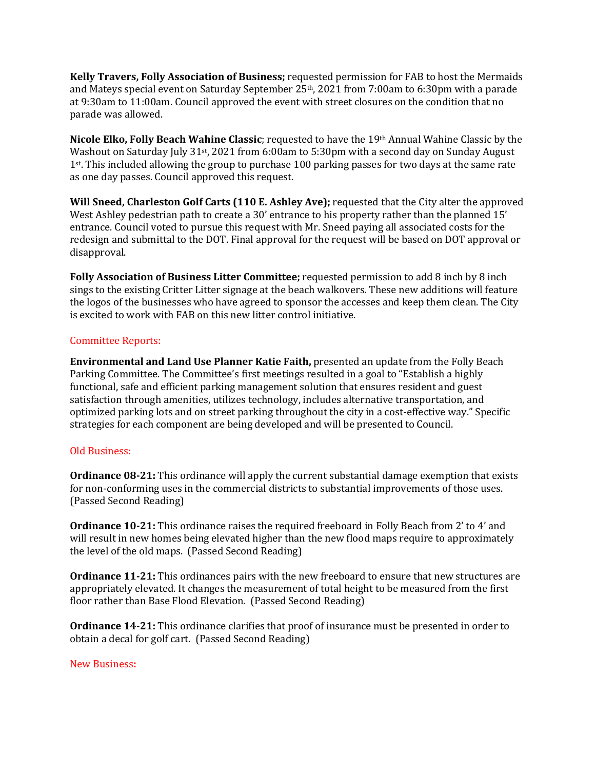**Kelly Travers, Folly Association of Business;** requested permission for FAB to host the Mermaids and Mateys special event on Saturday September 25th, 2021 from 7:00am to 6:30pm with a parade at 9:30am to 11:00am. Council approved the event with street closures on the condition that no parade was allowed.

**Nicole Elko, Folly Beach Wahine Classic**; requested to have the 19th Annual Wahine Classic by the Washout on Saturday July 31st, 2021 from 6:00am to 5:30pm with a second day on Sunday August 1st. This included allowing the group to purchase 100 parking passes for two days at the same rate as one day passes. Council approved this request.

**Will Sneed, Charleston Golf Carts (110 E. Ashley Ave);** requested that the City alter the approved West Ashley pedestrian path to create a 30' entrance to his property rather than the planned 15' entrance. Council voted to pursue this request with Mr. Sneed paying all associated costs for the redesign and submittal to the DOT. Final approval for the request will be based on DOT approval or disapproval.

**Folly Association of Business Litter Committee;** requested permission to add 8 inch by 8 inch sings to the existing Critter Litter signage at the beach walkovers. These new additions will feature the logos of the businesses who have agreed to sponsor the accesses and keep them clean. The City is excited to work with FAB on this new litter control initiative.

## Committee Reports:

**Environmental and Land Use Planner Katie Faith,** presented an update from the Folly Beach Parking Committee. The Committee's first meetings resulted in a goal to "Establish a highly functional, safe and efficient parking management solution that ensures resident and guest satisfaction through amenities, utilizes technology, includes alternative transportation, and optimized parking lots and on street parking throughout the city in a cost-effective way." Specific strategies for each component are being developed and will be presented to Council.

## Old Business:

**Ordinance 08-21:** This ordinance will apply the current substantial damage exemption that exists for non-conforming uses in the commercial districts to substantial improvements of those uses. (Passed Second Reading)

**Ordinance 10-21:** This ordinance raises the required freeboard in Folly Beach from 2' to 4' and will result in new homes being elevated higher than the new flood maps require to approximately the level of the old maps. (Passed Second Reading)

**Ordinance 11-21:** This ordinances pairs with the new freeboard to ensure that new structures are appropriately elevated. It changes the measurement of total height to be measured from the first floor rather than Base Flood Elevation. (Passed Second Reading)

**Ordinance 14-21:** This ordinance clarifies that proof of insurance must be presented in order to obtain a decal for golf cart. (Passed Second Reading)

## New Business: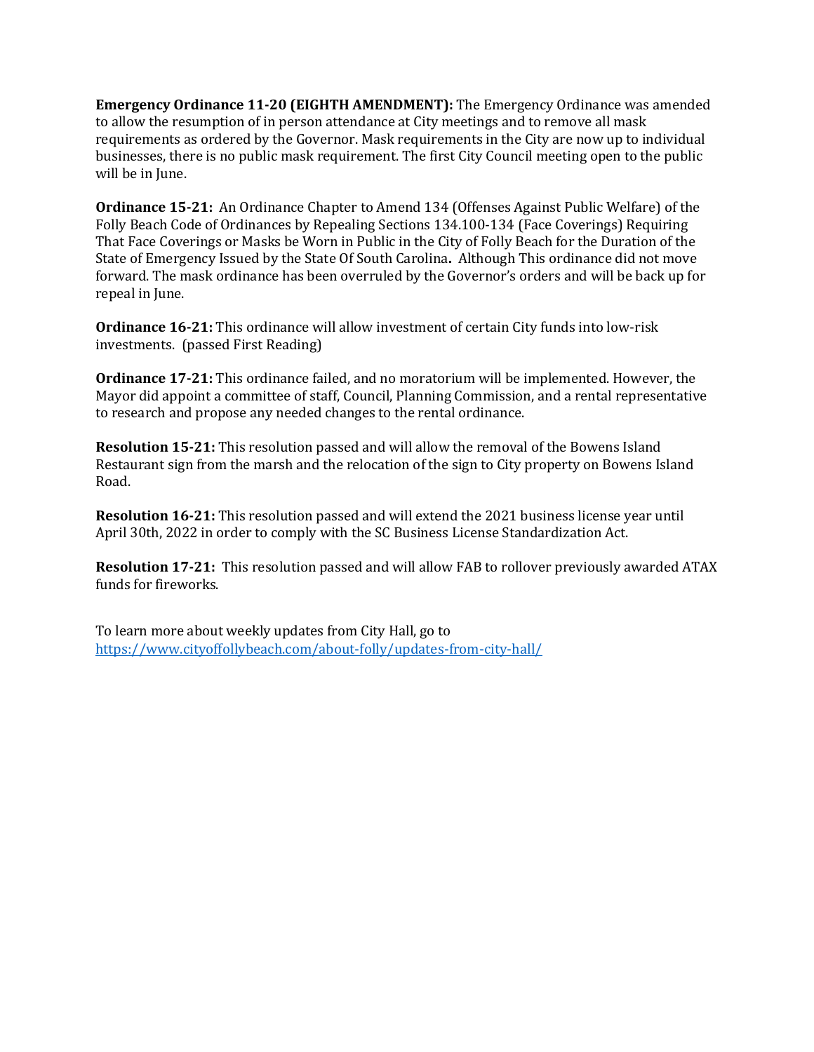**Emergency Ordinance 11-20 (EIGHTH AMENDMENT):** The Emergency Ordinance was amended to allow the resumption of in person attendance at City meetings and to remove all mask requirements as ordered by the Governor. Mask requirements in the City are now up to individual businesses, there is no public mask requirement. The first City Council meeting open to the public will be in June.

**Ordinance 15-21:** An Ordinance Chapter to Amend 134 (Offenses Against Public Welfare) of the Folly Beach Code of Ordinances by Repealing Sections 134.100-134 (Face Coverings) Requiring That Face Coverings or Masks be Worn in Public in the City of Folly Beach for the Duration of the State of Emergency Issued by the State Of South Carolina**.** Although This ordinance did not move forward. The mask ordinance has been overruled by the Governor's orders and will be back up for repeal in June.

**Ordinance 16-21:** This ordinance will allow investment of certain City funds into low-risk investments. (passed First Reading)

**Ordinance 17-21:** This ordinance failed, and no moratorium will be implemented. However, the Mayor did appoint a committee of staff, Council, Planning Commission, and a rental representative to research and propose any needed changes to the rental ordinance.

**Resolution 15-21:** This resolution passed and will allow the removal of the Bowens Island Restaurant sign from the marsh and the relocation of the sign to City property on Bowens Island Road.

**Resolution 16-21:** This resolution passed and will extend the 2021 business license year until April 30th, 2022 in order to comply with the SC Business License Standardization Act.

**Resolution 17-21:** This resolution passed and will allow FAB to rollover previously awarded ATAX funds for fireworks.

To learn more about weekly updates from City Hall, go to [https://www.cityoffollybeach.com/about-folly/updates-from-city-hall/](https://www.cityoffollybeach.com/about-folly/updates-from-city-hall/)